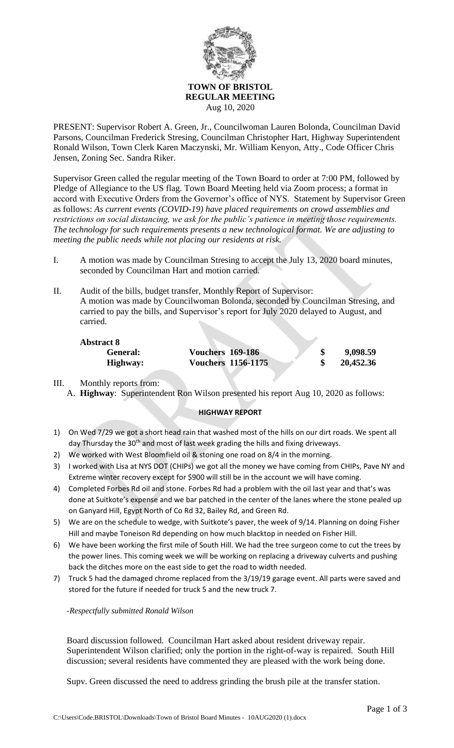**TOWN OF BRISTOL**
**REGULAR MEETING**
Aug 10, 2020

PRESENT: Supervisor Robert A. Green, Jr., Councilwoman Lauren Bolonda, Councilman David Parsons, Councilman Frederick Stresing, Councilman Christopher Hart, Highway Superintendent Ronald Wilson, Town Clerk Karen Maczynski, Mr. William Kenyon, Atty., Code Officer Chris Jensen, Zoning Sec. Sandra Riker.

Supervisor Green called the regular meeting of the Town Board to order at 7:00 PM, followed by Pledge of Allegiance to the US flag. Town Board Meeting held via Zoom process; a format in accord with Executive Orders from the Governor's office of NYS. Statement by Supervisor Green as follows: *As current events (COVID-19) have placed requirements on crowd assemblies and restrictions on social distancing, we ask for the public's patience in meeting those requirements. The technology for such requirements presents a new technological format. We are adjusting to meeting the public needs while not placing our residents at risk.*

I. A motion was made by Councilman Stresing to accept the July 13, 2020 board minutes, seconded by Councilman Hart and motion carried.

II. Audit of the bills, budget transfer, Monthly Report of Supervisor:
A motion was made by Councilwoman Bolonda, seconded by Councilman Stresing, and carried to pay the bills, and Supervisor's report for July 2020 delayed to August, and carried.

**Abstract 8**

| | | | |
|---|---|---|---|
| **General:** | **Vouchers 169-186** | **$** | **9,098.59** |
| **Highway:** | **Vouchers 1156-1175** | **$** | **20,452.36** |

III. Monthly reports from:
A. **Highway**: Superintendent Ron Wilson presented his report Aug 10, 2020 as follows:

**HIGHWAY REPORT**

1) On Wed 7/29 we got a short head rain that washed most of the hills on our dirt roads. We spent all day Thursday the 30th and most of last week grading the hills and fixing driveways.
2) We worked with West Bloomfield oil & stoning one road on 8/4 in the morning.
3) I worked with Lisa at NYS DOT (CHIPs) we got all the money we have coming from CHIPs, Pave NY and Extreme winter recovery except for $900 will still be in the account we will have coming.
4) Completed Forbes Rd oil and stone. Forbes Rd had a problem with the oil last year and that's was done at Suitkote's expense and we bar patched in the center of the lanes where the stone pealed up on Ganyard Hill, Egypt North of Co Rd 32, Bailey Rd, and Green Rd.
5) We are on the schedule to wedge, with Suitkote's paver, the week of 9/14. Planning on doing Fisher Hill and maybe Toneison Rd depending on how much blacktop in needed on Fisher Hill.
6) We have been working the first mile of South Hill. We had the tree surgeon come to cut the trees by the power lines. This coming week we will be working on replacing a driveway culverts and pushing back the ditches more on the east side to get the road to width needed.
7) Truck 5 had the damaged chrome replaced from the 3/19/19 garage event. All parts were saved and stored for the future if needed for truck 5 and the new truck 7.

*-Respectfully submitted Ronald Wilson*

Board discussion followed. Councilman Hart asked about resident driveway repair. Superintendent Wilson clarified; only the portion in the right-of-way is repaired. South Hill discussion; several residents have commented they are pleased with the work being done.

Supv. Green discussed the need to address grinding the brush pile at the transfer station.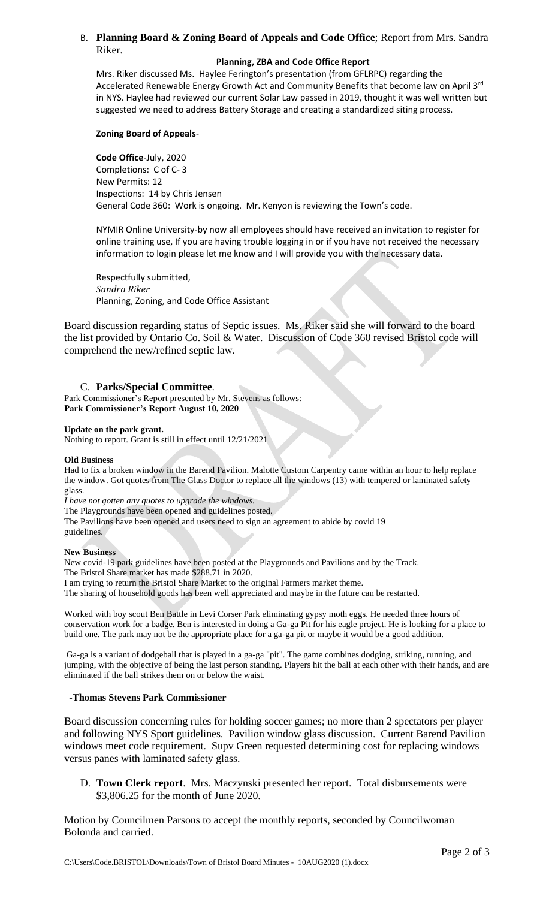B. **Planning Board & Zoning Board of Appeals and Code Office**; Report from Mrs. Sandra Riker.

**Planning, ZBA and Code Office Report**

Mrs. Riker discussed Ms. Haylee Ferington's presentation (from GFLRPC) regarding the Accelerated Renewable Energy Growth Act and Community Benefits that become law on April 3rd in NYS. Haylee had reviewed our current Solar Law passed in 2019, thought it was well written but suggested we need to address Battery Storage and creating a standardized siting process.

**Zoning Board of Appeals**-

**Code Office**-July, 2020
Completions: C of C- 3
New Permits: 12
Inspections: 14 by Chris Jensen
General Code 360: Work is ongoing. Mr. Kenyon is reviewing the Town's code.

NYMIR Online University-by now all employees should have received an invitation to register for online training use, If you are having trouble logging in or if you have not received the necessary information to login please let me know and I will provide you with the necessary data.

Respectfully submitted,
*Sandra Riker*
Planning, Zoning, and Code Office Assistant

Board discussion regarding status of Septic issues. Ms. Riker said she will forward to the board the list provided by Ontario Co. Soil & Water. Discussion of Code 360 revised Bristol code will comprehend the new/refined septic law.

C. **Parks/Special Committee**.

Park Commissioner's Report presented by Mr. Stevens as follows:
**Park Commissioner's Report August 10, 2020**

**Update on the park grant.**
Nothing to report. Grant is still in effect until 12/21/2021

**Old Business**
Had to fix a broken window in the Barend Pavilion. Malotte Custom Carpentry came within an hour to help replace the window. Got quotes from The Glass Doctor to replace all the windows (13) with tempered or laminated safety glass.
*I have not gotten any quotes to upgrade the windows.*
The Playgrounds have been opened and guidelines posted.
The Pavilions have been opened and users need to sign an agreement to abide by covid 19 guidelines.

**New Business**
New covid-19 park guidelines have been posted at the Playgrounds and Pavilions and by the Track.
The Bristol Share market has made $288.71 in 2020.
I am trying to return the Bristol Share Market to the original Farmers market theme.
The sharing of household goods has been well appreciated and maybe in the future can be restarted.

Worked with boy scout Ben Battle in Levi Corser Park eliminating gypsy moth eggs. He needed three hours of conservation work for a badge. Ben is interested in doing a Ga-ga Pit for his eagle project. He is looking for a place to build one. The park may not be the appropriate place for a ga-ga pit or maybe it would be a good addition.

Ga-ga is a variant of dodgeball that is played in a ga-ga "pit". The game combines dodging, striking, running, and jumping, with the objective of being the last person standing. Players hit the ball at each other with their hands, and are eliminated if the ball strikes them on or below the waist.

**-Thomas Stevens Park Commissioner**

Board discussion concerning rules for holding soccer games; no more than 2 spectators per player and following NYS Sport guidelines. Pavilion window glass discussion. Current Barend Pavilion windows meet code requirement. Supv Green requested determining cost for replacing windows versus panes with laminated safety glass.

D. **Town Clerk report**. Mrs. Maczynski presented her report. Total disbursements were $3,806.25 for the month of June 2020.

Motion by Councilmen Parsons to accept the monthly reports, seconded by Councilwoman Bolonda and carried.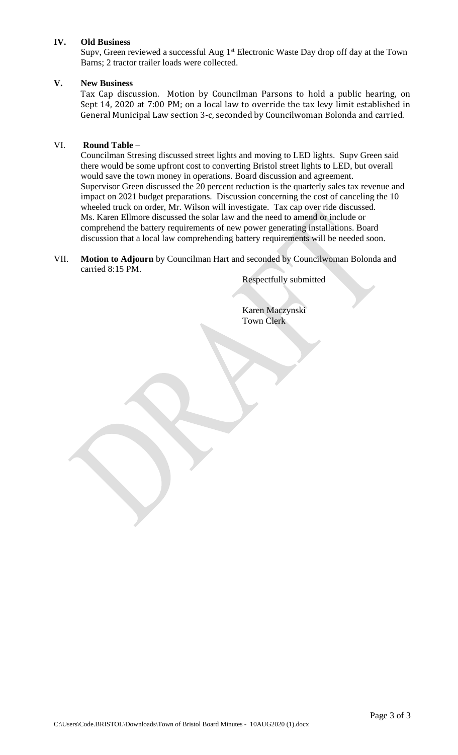**IV. Old Business**

Supv, Green reviewed a successful Aug 1st Electronic Waste Day drop off day at the Town Barns; 2 tractor trailer loads were collected.

**V. New Business**

Tax Cap discussion. Motion by Councilman Parsons to hold a public hearing, on Sept 14, 2020 at 7:00 PM; on a local law to override the tax levy limit established in General Municipal Law section 3-c, seconded by Councilwoman Bolonda and carried.

VI. **Round Table** –

Councilman Stresing discussed street lights and moving to LED lights. Supv Green said there would be some upfront cost to converting Bristol street lights to LED, but overall would save the town money in operations. Board discussion and agreement. Supervisor Green discussed the 20 percent reduction is the quarterly sales tax revenue and impact on 2021 budget preparations. Discussion concerning the cost of canceling the 10 wheeled truck on order, Mr. Wilson will investigate. Tax cap over ride discussed. Ms. Karen Ellmore discussed the solar law and the need to amend or include or comprehend the battery requirements of new power generating installations. Board discussion that a local law comprehending battery requirements will be needed soon.

VII. **Motion to Adjourn** by Councilman Hart and seconded by Councilwoman Bolonda and carried 8:15 PM.

Respectfully submitted

Karen Maczynski
Town Clerk

C:\Users\Code.BRISTOL\Downloads\Town of Bristol Board Minutes - 10AUG2020 (1).docx